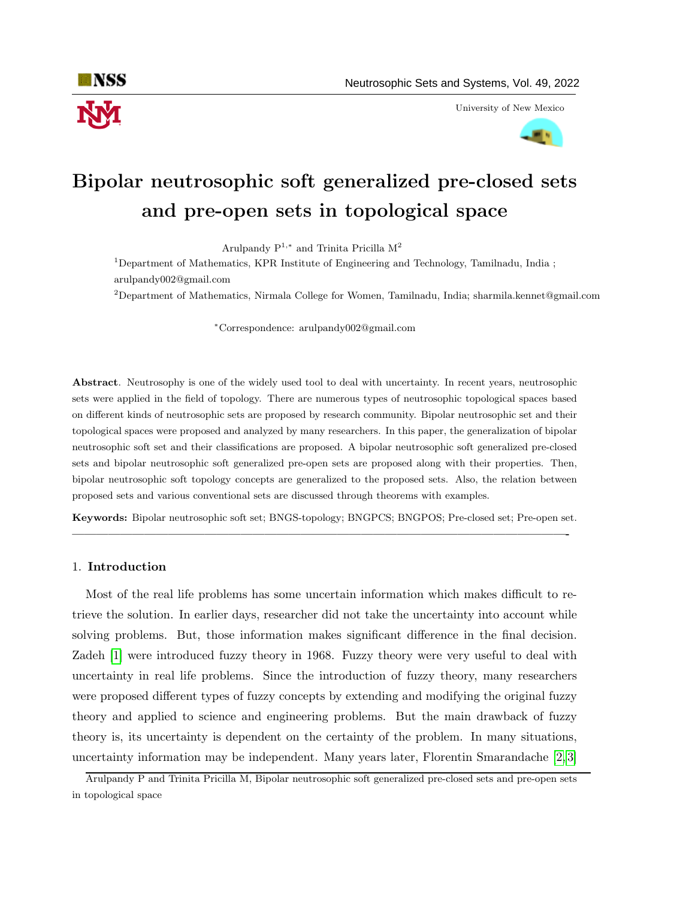# Bipolar neutrosophic soft generalized pre-closed sets and pre-open sets in topological space

Arulpandy P[1,*] and Trinita Pricilla M[2]

[1]Department of Mathematics, KPR Institute of Engineering and Technology, Tamilnadu, India ; arulpandy002@gmail.com

[2]Department of Mathematics, Nirmala College for Women, Tamilnadu, India; sharmila.kennet@gmail.com

*Correspondence: arulpandy002@gmail.com

**Abstract**. Neutrosophy is one of the widely used tool to deal with uncertainty. In recent years, neutrosophic sets were applied in the field of topology. There are numerous types of neutrosophic topological spaces based on different kinds of neutrosophic sets are proposed by research community. Bipolar neutrosophic set and their topological spaces were proposed and analyzed by many researchers. In this paper, the generalization of bipolar neutrosophic soft set and their classifications are proposed. A bipolar neutrosophic soft generalized pre-closed sets and bipolar neutrosophic soft generalized pre-open sets are proposed along with their properties. Then, bipolar neutrosophic soft topology concepts are generalized to the proposed sets. Also, the relation between proposed sets and various conventional sets are discussed through theorems with examples.

**Keywords:** Bipolar neutrosophic soft set; BNGS-topology; BNGPCS; BNGPOS; Pre-closed set; Pre-open set.

---

## 1. Introduction

Most of the real life problems has some uncertain information which makes difficult to retrieve the solution. In earlier days, researcher did not take the uncertainty into account while solving problems. But, those information makes significant difference in the final decision. Zadeh [1] were introduced fuzzy theory in 1968. Fuzzy theory were very useful to deal with uncertainty in real life problems. Since the introduction of fuzzy theory, many researchers were proposed different types of fuzzy concepts by extending and modifying the original fuzzy theory and applied to science and engineering problems. But the main drawback of fuzzy theory is, its uncertainty is dependent on the certainty of the problem. In many situations, uncertainty information may be independent. Many years later, Florentin Smarandache [2,3]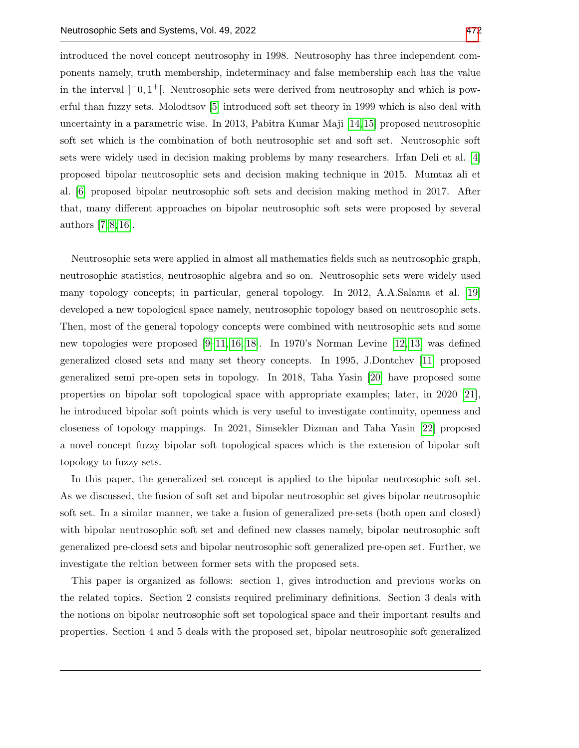introduced the novel concept neutrosophy in 1998. Neutrosophy has three independent components namely, truth membership, indeterminacy and false membership each has the value in the interval $]^{-}0, 1^{+}[$. Neutrosophic sets were derived from neutrosophy and which is powerful than fuzzy sets. Molodtsov [5] introduced soft set theory in 1999 which is also deal with uncertainty in a parametric wise. In 2013, Pabitra Kumar Maji [14,15] proposed neutrosophic soft set which is the combination of both neutrosophic set and soft set. Neutrosophic soft sets were widely used in decision making problems by many researchers. Irfan Deli et al. [4] proposed bipolar neutrosophic sets and decision making technique in 2015. Mumtaz ali et al. [6] proposed bipolar neutrosophic soft sets and decision making method in 2017. After that, many different approaches on bipolar neutrosophic soft sets were proposed by several authors [7,8,16].

Neutrosophic sets were applied in almost all mathematics fields such as neutrosophic graph, neutrosophic statistics, neutrosophic algebra and so on. Neutrosophic sets were widely used many topology concepts; in particular, general topology. In 2012, A.A.Salama et al. [19] developed a new topological space namely, neutrosophic topology based on neutrosophic sets. Then, most of the general topology concepts were combined with neutrosophic sets and some new topologies were proposed [9–11,16,18]. In 1970's Norman Levine [12,13] was defined generalized closed sets and many set theory concepts. In 1995, J.Dontchev [11] proposed generalized semi pre-open sets in topology. In 2018, Taha Yasin [20] have proposed some properties on bipolar soft topological space with appropriate examples; later, in 2020 [21], he introduced bipolar soft points which is very useful to investigate continuity, openness and closeness of topology mappings. In 2021, Simsekler Dizman and Taha Yasin [22] proposed a novel concept fuzzy bipolar soft topological spaces which is the extension of bipolar soft topology to fuzzy sets.

In this paper, the generalized set concept is applied to the bipolar neutrosophic soft set. As we discussed, the fusion of soft set and bipolar neutrosophic set gives bipolar neutrosophic soft set. In a similar manner, we take a fusion of generalized pre-sets (both open and closed) with bipolar neutrosophic soft set and defined new classes namely, bipolar neutrosophic soft generalized pre-cloesd sets and bipolar neutrosophic soft generalized pre-open set. Further, we investigate the reltion between former sets with the proposed sets.

This paper is organized as follows: section 1, gives introduction and previous works on the related topics. Section 2 consists required preliminary definitions. Section 3 deals with the notions on bipolar neutrosophic soft set topological space and their important results and properties. Section 4 and 5 deals with the proposed set, bipolar neutrosophic soft generalized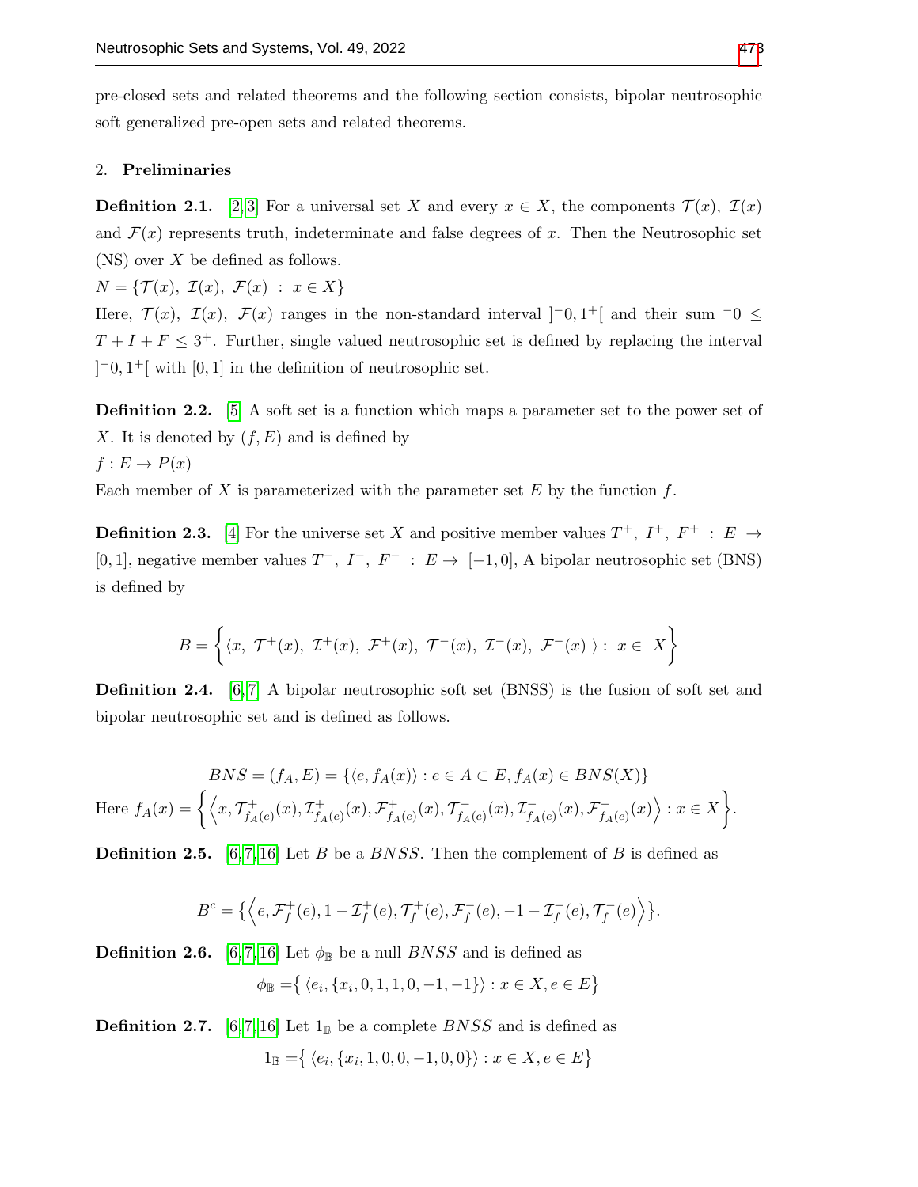pre-closed sets and related theorems and the following section consists, bipolar neutrosophic soft generalized pre-open sets and related theorems.

## 2. Preliminaries

**Definition 2.1.** [2,3] For a universal set $X$ and every $x \in X$, the components $\mathcal{T}(x)$, $\mathcal{I}(x)$ and $\mathcal{F}(x)$ represents truth, indeterminate and false degrees of $x$. Then the Neutrosophic set (NS) over $X$ be defined as follows.

$N = \{\mathcal{T}(x),\ \mathcal{I}(x),\ \mathcal{F}(x)\ :\ x \in X\}$

Here, $\mathcal{T}(x),\ \mathcal{I}(x),\ \mathcal{F}(x)$ ranges in the non-standard interval $]^{-}0, 1^{+}[$ and their sum $^{-}0 \leq T + I + F \leq 3^{+}$. Further, single valued neutrosophic set is defined by replacing the interval $]^{-}0, 1^{+}[$ with $[0, 1]$ in the definition of neutrosophic set.

**Definition 2.2.** [5] A soft set is a function which maps a parameter set to the power set of $X$. It is denoted by $(f, E)$ and is defined by

$f : E \to P(x)$

Each member of $X$ is parameterized with the parameter set $E$ by the function $f$.

**Definition 2.3.** [4] For the universe set $X$ and positive member values $T^{+},\ I^{+},\ F^{+}\ :\ E \to [0, 1]$, negative member values $T^{-},\ I^{-},\ F^{-}\ :\ E \to\ [-1, 0]$, A bipolar neutrosophic set (BNS) is defined by

$$B = \left\{ \langle x,\ \mathcal{T}^{+}(x),\ \mathcal{I}^{+}(x),\ \mathcal{F}^{+}(x),\ \mathcal{T}^{-}(x),\ \mathcal{I}^{-}(x),\ \mathcal{F}^{-}(x)\ \rangle :\ x \in\ X \right\}$$

**Definition 2.4.** [6,7] A bipolar neutrosophic soft set (BNSS) is the fusion of soft set and bipolar neutrosophic set and is defined as follows.

$$BNS = (f_A, E) = \{\langle e, f_A(x)\rangle : e \in A \subset E, f_A(x) \in BNS(X)\}$$

Here $f_A(x) = \left\{ \left\langle x, \mathcal{T}^{+}_{f_{A(e)}}(x), \mathcal{I}^{+}_{f_{A(e)}}(x), \mathcal{F}^{+}_{f_{A(e)}}(x), \mathcal{T}^{-}_{f_{A(e)}}(x), \mathcal{I}^{-}_{f_{A(e)}}(x), \mathcal{F}^{-}_{f_{A(e)}}(x) \right\rangle : x \in X \right\}$.

**Definition 2.5.** [6,7,16] Let $B$ be a $BNSS$. Then the complement of $B$ is defined as

$$B^{c} = \left\{ \left\langle e, \mathcal{F}^{+}_{f}(e), 1 - \mathcal{I}^{+}_{f}(e), \mathcal{T}^{+}_{f}(e), \mathcal{F}^{-}_{f}(e), -1 - \mathcal{I}^{-}_{f}(e), \mathcal{T}^{-}_{f}(e) \right\rangle \right\}.$$

**Definition 2.6.** [6,7,16] Let $\phi_{\mathbb{B}}$ be a null $BNSS$ and is defined as

$$\phi_{\mathbb{B}} = \left\{ \langle e_i, \{x_i, 0, 1, 1, 0, -1, -1\}\rangle : x \in X, e \in E \right\}$$

**Definition 2.7.** [6,7,16] Let $1_{\mathbb{B}}$ be a complete $BNSS$ and is defined as

$$1_{\mathbb{B}} = \left\{ \langle e_i, \{x_i, 1, 0, 0, -1, 0, 0\}\rangle : x \in X, e \in E \right\}$$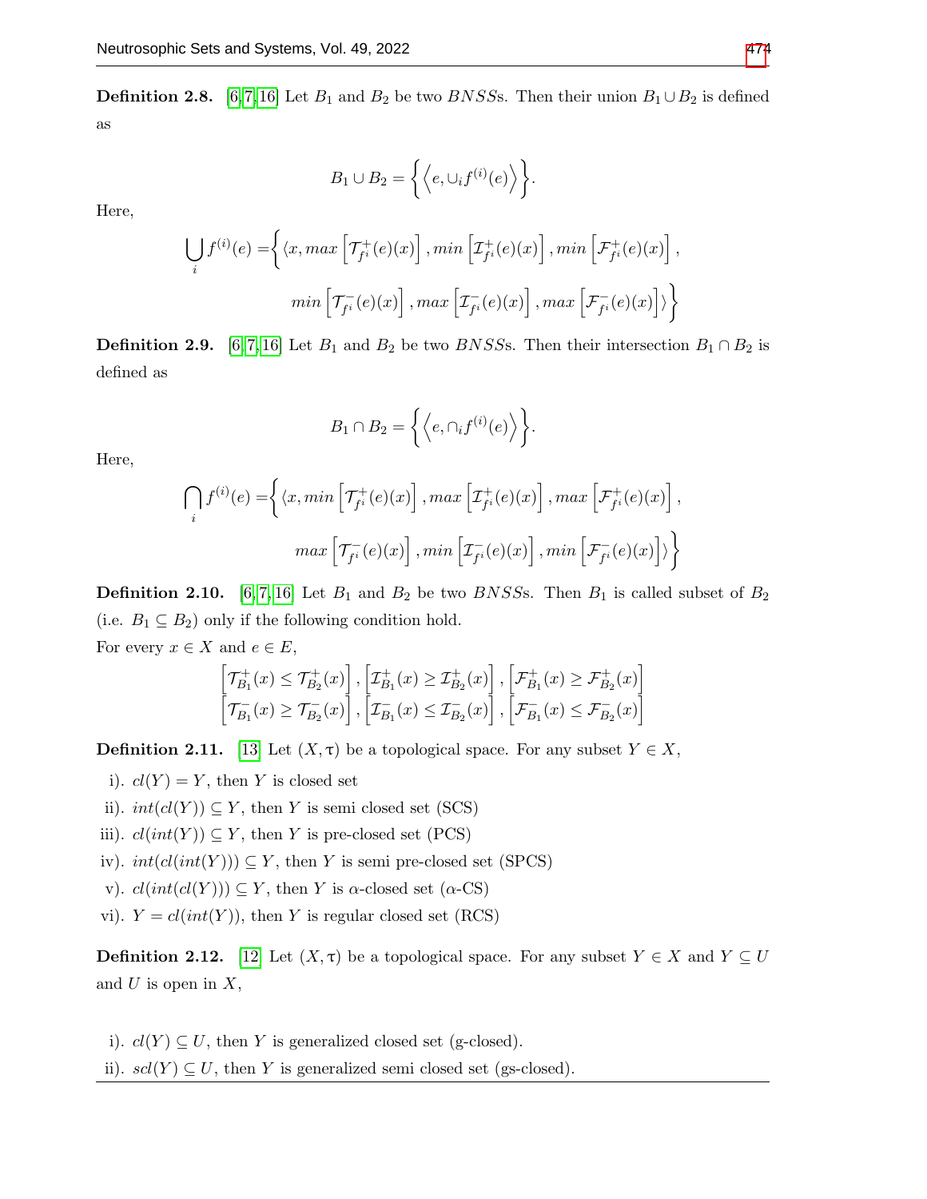**Definition 2.8.** [6,7,16] Let $B_1$ and $B_2$ be two $BNSS$s. Then their union $B_1 \cup B_2$ is defined as

$$B_1 \cup B_2 = \left\{ \left\langle e, \cup_i f^{(i)}(e) \right\rangle \right\}.$$

Here,

$$\bigcup_i f^{(i)}(e) = \Big\{ \langle x, max\left[\mathcal{T}^+_{f^i}(e)(x)\right], min\left[\mathcal{I}^+_{f^i}(e)(x)\right], min\left[\mathcal{F}^+_{f^i}(e)(x)\right],$$
$$min\left[\mathcal{T}^-_{f^i}(e)(x)\right], max\left[\mathcal{I}^-_{f^i}(e)(x)\right], max\left[\mathcal{F}^-_{f^i}(e)(x)\right] \rangle \Big\}$$

**Definition 2.9.** [6,7,16] Let $B_1$ and $B_2$ be two $BNSS$s. Then their intersection $B_1 \cap B_2$ is defined as

$$B_1 \cap B_2 = \left\{ \left\langle e, \cap_i f^{(i)}(e) \right\rangle \right\}.$$

Here,

$$\bigcap_i f^{(i)}(e) = \Big\{ \langle x, min\left[\mathcal{T}^+_{f^i}(e)(x)\right], max\left[\mathcal{I}^+_{f^i}(e)(x)\right], max\left[\mathcal{F}^+_{f^i}(e)(x)\right],$$
$$max\left[\mathcal{T}^-_{f^i}(e)(x)\right], min\left[\mathcal{I}^-_{f^i}(e)(x)\right], min\left[\mathcal{F}^-_{f^i}(e)(x)\right] \rangle \Big\}$$

**Definition 2.10.** [6,7,16] Let $B_1$ and $B_2$ be two $BNSS$s. Then $B_1$ is called subset of $B_2$ (i.e. $B_1 \subseteq B_2$) only if the following condition hold.
For every $x \in X$ and $e \in E$,

$$\left[\mathcal{T}^+_{B_1}(x) \leq \mathcal{T}^+_{B_2}(x)\right], \left[\mathcal{I}^+_{B_1}(x) \geq \mathcal{I}^+_{B_2}(x)\right], \left[\mathcal{F}^+_{B_1}(x) \geq \mathcal{F}^+_{B_2}(x)\right]$$
$$\left[\mathcal{T}^-_{B_1}(x) \geq \mathcal{T}^-_{B_2}(x)\right], \left[\mathcal{I}^-_{B_1}(x) \leq \mathcal{I}^-_{B_2}(x)\right], \left[\mathcal{F}^-_{B_1}(x) \leq \mathcal{F}^-_{B_2}(x)\right]$$

**Definition 2.11.** [13] Let $(X, \tau)$ be a topological space. For any subset $Y \in X$,

i). $cl(Y) = Y$, then $Y$ is closed set

ii). $int(cl(Y)) \subseteq Y$, then $Y$ is semi closed set (SCS)

iii). $cl(int(Y)) \subseteq Y$, then $Y$ is pre-closed set (PCS)

iv). $int(cl(int(Y))) \subseteq Y$, then $Y$ is semi pre-closed set (SPCS)

v). $cl(int(cl(Y))) \subseteq Y$, then $Y$ is $\alpha$-closed set ($\alpha$-CS)

vi). $Y = cl(int(Y))$, then $Y$ is regular closed set (RCS)

**Definition 2.12.** [12] Let $(X, \tau)$ be a topological space. For any subset $Y \in X$ and $Y \subseteq U$ and $U$ is open in $X$,

i). $cl(Y) \subseteq U$, then $Y$ is generalized closed set (g-closed).

ii). $scl(Y) \subseteq U$, then $Y$ is generalized semi closed set (gs-closed).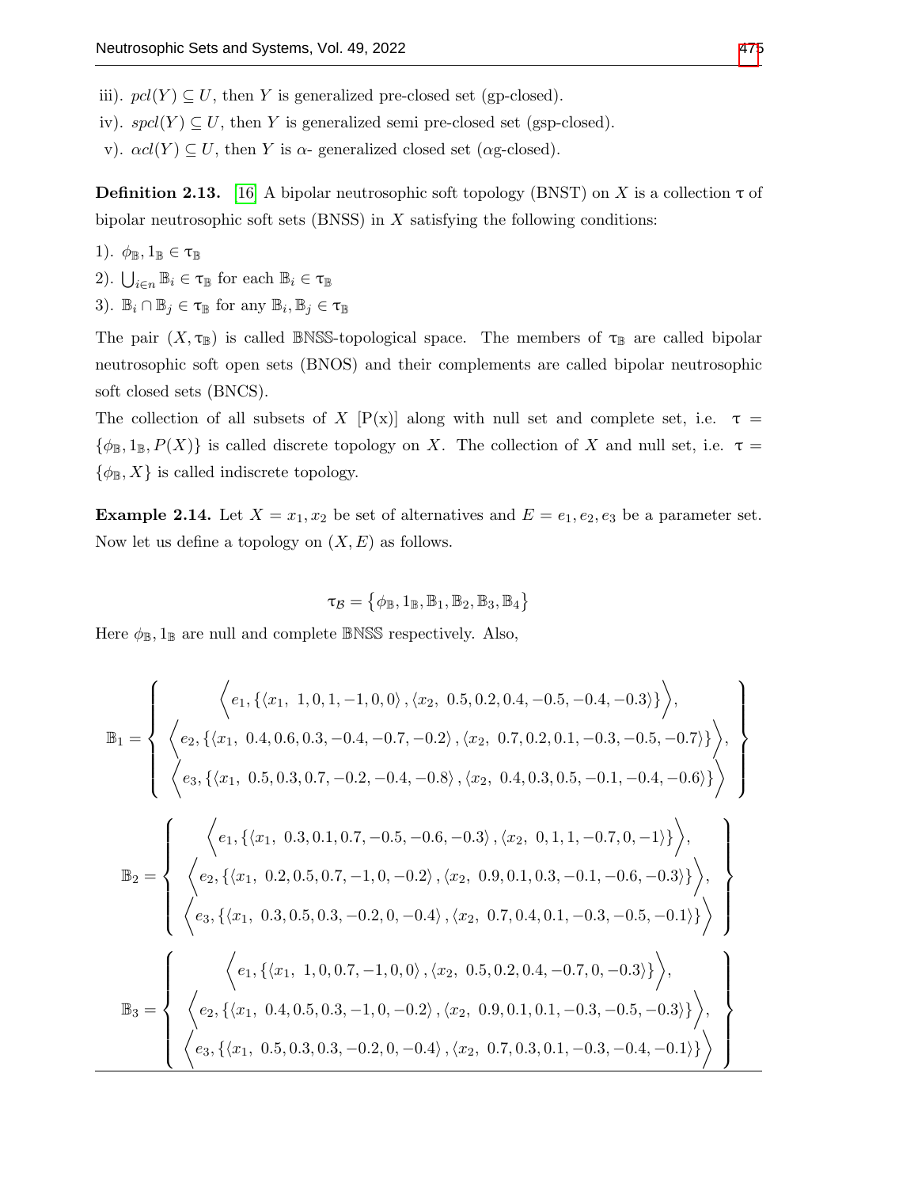iii). $pcl(Y) \subseteq U$, then $Y$ is generalized pre-closed set (gp-closed).

iv). $spcl(Y) \subseteq U$, then $Y$ is generalized semi pre-closed set (gsp-closed).

v). $\alpha cl(Y) \subseteq U$, then $Y$ is $\alpha$- generalized closed set ($\alpha$g-closed).

**Definition 2.13.** [16] A bipolar neutrosophic soft topology (BNST) on $X$ is a collection $\tau$ of bipolar neutrosophic soft sets (BNSS) in $X$ satisfying the following conditions:

1). $\phi_{\mathbb{B}}, 1_{\mathbb{B}} \in \tau_{\mathbb{B}}$

2). $\bigcup_{i \in n} \mathbb{B}_i \in \tau_{\mathbb{B}}$ for each $\mathbb{B}_i \in \tau_{\mathbb{B}}$

3). $\mathbb{B}_i \cap \mathbb{B}_j \in \tau_{\mathbb{B}}$ for any $\mathbb{B}_i, \mathbb{B}_j \in \tau_{\mathbb{B}}$

The pair $(X, \tau_{\mathbb{B}})$ is called $\mathbb{BNSS}$-topological space. The members of $\tau_{\mathbb{B}}$ are called bipolar neutrosophic soft open sets (BNOS) and their complements are called bipolar neutrosophic soft closed sets (BNCS).

The collection of all subsets of $X$ [P(x)] along with null set and complete set, i.e. $\tau = \{\phi_{\mathbb{B}}, 1_{\mathbb{B}}, P(X)\}$ is called discrete topology on $X$. The collection of $X$ and null set, i.e. $\tau = \{\phi_{\mathbb{B}}, X\}$ is called indiscrete topology.

**Example 2.14.** Let $X = x_1, x_2$ be set of alternatives and $E = e_1, e_2, e_3$ be a parameter set. Now let us define a topology on $(X, E)$ as follows.

$$\tau_{\mathcal{B}} = \{\phi_{\mathbb{B}}, 1_{\mathbb{B}}, \mathbb{B}_1, \mathbb{B}_2, \mathbb{B}_3, \mathbb{B}_4\}$$

Here $\phi_{\mathbb{B}}, 1_{\mathbb{B}}$ are null and complete $\mathbb{BNSS}$ respectively. Also,

$$\mathbb{B}_1 = \left\{ \begin{array}{c} \Big\langle e_1, \{\langle x_1,\ 1, 0, 1, -1, 0, 0\rangle, \langle x_2,\ 0.5, 0.2, 0.4, -0.5, -0.4, -0.3\rangle\} \Big\rangle, \\ \Big\langle e_2, \{\langle x_1,\ 0.4, 0.6, 0.3, -0.4, -0.7, -0.2\rangle, \langle x_2,\ 0.7, 0.2, 0.1, -0.3, -0.5, -0.7\rangle\} \Big\rangle, \\ \Big\langle e_3, \{\langle x_1,\ 0.5, 0.3, 0.7, -0.2, -0.4, -0.8\rangle, \langle x_2,\ 0.4, 0.3, 0.5, -0.1, -0.4, -0.6\rangle\} \Big\rangle \end{array} \right\}$$

$$\mathbb{B}_2 = \left\{ \begin{array}{c} \Big\langle e_1, \{\langle x_1,\ 0.3, 0.1, 0.7, -0.5, -0.6, -0.3\rangle, \langle x_2,\ 0, 1, 1, -0.7, 0, -1\rangle\} \Big\rangle, \\ \Big\langle e_2, \{\langle x_1,\ 0.2, 0.5, 0.7, -1, 0, -0.2\rangle, \langle x_2,\ 0.9, 0.1, 0.3, -0.1, -0.6, -0.3\rangle\} \Big\rangle, \\ \Big\langle e_3, \{\langle x_1,\ 0.3, 0.5, 0.3, -0.2, 0, -0.4\rangle, \langle x_2,\ 0.7, 0.4, 0.1, -0.3, -0.5, -0.1\rangle\} \Big\rangle \end{array} \right\}$$

$$\mathbb{B}_3 = \left\{ \begin{array}{c} \Big\langle e_1, \{\langle x_1,\ 1, 0, 0.7, -1, 0, 0\rangle, \langle x_2,\ 0.5, 0.2, 0.4, -0.7, 0, -0.3\rangle\} \Big\rangle, \\ \Big\langle e_2, \{\langle x_1,\ 0.4, 0.5, 0.3, -1, 0, -0.2\rangle, \langle x_2,\ 0.9, 0.1, 0.1, -0.3, -0.5, -0.3\rangle\} \Big\rangle, \\ \Big\langle e_3, \{\langle x_1,\ 0.5, 0.3, 0.3, -0.2, 0, -0.4\rangle, \langle x_2,\ 0.7, 0.3, 0.1, -0.3, -0.4, -0.1\rangle\} \Big\rangle \end{array} \right\}$$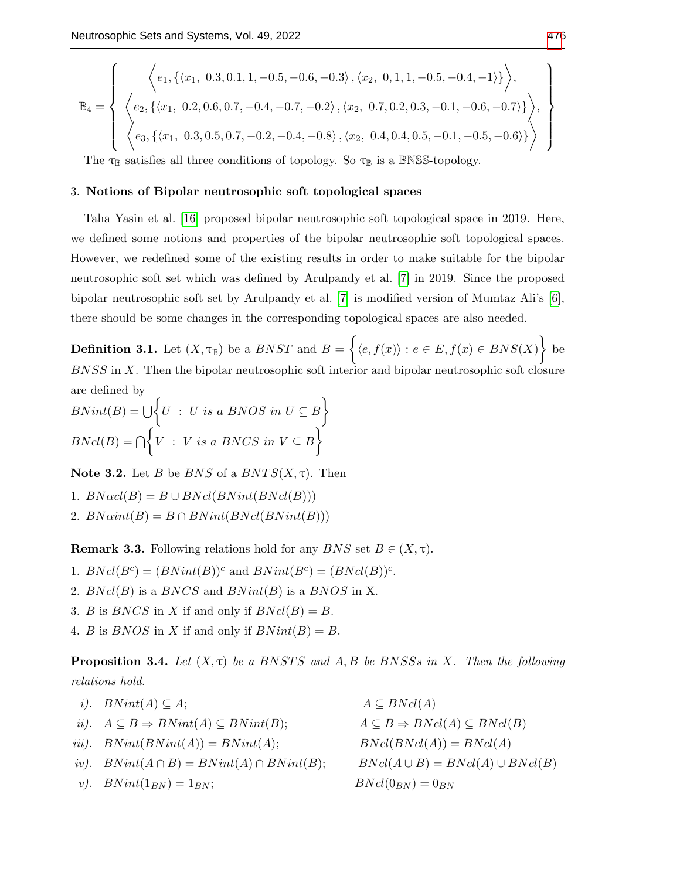$$\mathbb{B}_4 = \left\{ \begin{array}{c} \left\langle e_1, \{\langle x_1,\ 0.3, 0.1, 1, -0.5, -0.6, -0.3\rangle, \langle x_2,\ 0, 1, 1, -0.5, -0.4, -1\rangle\} \right\rangle, \\ \left\langle e_2, \{\langle x_1,\ 0.2, 0.6, 0.7, -0.4, -0.7, -0.2\rangle, \langle x_2,\ 0.7, 0.2, 0.3, -0.1, -0.6, -0.7\rangle\} \right\rangle, \\ \left\langle e_3, \{\langle x_1,\ 0.3, 0.5, 0.7, -0.2, -0.4, -0.8\rangle, \langle x_2,\ 0.4, 0.4, 0.5, -0.1, -0.5, -0.6\rangle\} \right\rangle \end{array} \right\}$$

The $\tau_{\mathbb{B}}$ satisfies all three conditions of topology. So $\tau_{\mathbb{B}}$ is a $\mathbb{BNSS}$-topology.

## 3. Notions of Bipolar neutrosophic soft topological spaces

Taha Yasin et al. [16] proposed bipolar neutrosophic soft topological space in 2019. Here, we defined some notions and properties of the bipolar neutrosophic soft topological spaces. However, we redefined some of the existing results in order to make suitable for the bipolar neutrosophic soft set which was defined by Arulpandy et al. [7] in 2019. Since the proposed bipolar neutrosophic soft set by Arulpandy et al. [7] is modified version of Mumtaz Ali's [6], there should be some changes in the corresponding topological spaces are also needed.

**Definition 3.1.** Let $(X, \tau_{\mathbb{B}})$ be a $BNST$ and $B = \left\{ \langle e, f(x)\rangle : e \in E, f(x) \in BNS(X) \right\}$ be $BNSS$ in $X$. Then the bipolar neutrosophic soft interior and bipolar neutrosophic soft closure are defined by

$$BNint(B) = \bigcup \left\{ U \ : \ U \ is\ a\ BNOS\ in\ U \subseteq B \right\}$$

$$BNcl(B) = \bigcap \left\{ V \ : \ V \ is\ a\ BNCS\ in\ V \subseteq B \right\}$$

**Note 3.2.** Let $B$ be $BNS$ of a $BNTS(X, \tau)$. Then

1. $BN\alpha cl(B) = B \cup BNcl(BNint(BNcl(B)))$
2. $BN\alpha int(B) = B \cap BNint(BNcl(BNint(B)))$

**Remark 3.3.** Following relations hold for any $BNS$ set $B \in (X, \tau)$.

1. $BNcl(B^c) = (BNint(B))^c$ and $BNint(B^c) = (BNcl(B))^c$.
2. $BNcl(B)$ is a $BNCS$ and $BNint(B)$ is a $BNOS$ in X.
3. $B$ is $BNCS$ in $X$ if and only if $BNcl(B) = B$.
4. $B$ is $BNOS$ in $X$ if and only if $BNint(B) = B$.

**Proposition 3.4.** *Let $(X, \tau)$ be a $BNSTS$ and $A, B$ be $BNSSs$ in $X$. Then the following relations hold.*

| | | |
|---|---|---|
| *i).* | $BNint(A) \subseteq A$; | $A \subseteq BNcl(A)$ |
| *ii).* | $A \subseteq B \Rightarrow BNint(A) \subseteq BNint(B)$; | $A \subseteq B \Rightarrow BNcl(A) \subseteq BNcl(B)$ |
| *iii).* | $BNint(BNint(A)) = BNint(A)$; | $BNcl(BNcl(A)) = BNcl(A)$ |
| *iv).* | $BNint(A \cap B) = BNint(A) \cap BNint(B)$; | $BNcl(A \cup B) = BNcl(A) \cup BNcl(B)$ |
| *v).* | $BNint(1_{BN}) = 1_{BN}$; | $BNcl(0_{BN}) = 0_{BN}$ |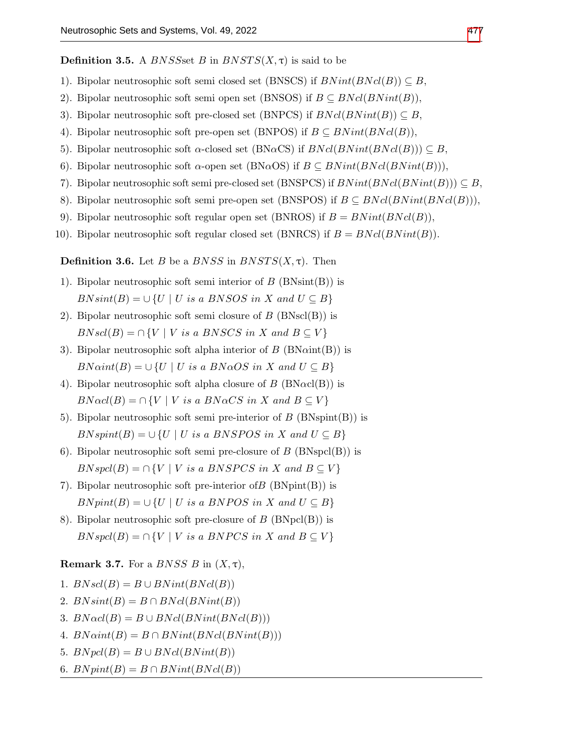**Definition 3.5.** A $BNSS$set $B$ in $BNSTS(X, \tau)$ is said to be

1). Bipolar neutrosophic soft semi closed set (BNSCS) if $BNint(BNcl(B)) \subseteq B$,

2). Bipolar neutrosophic soft semi open set (BNSOS) if $B \subseteq BNcl(BNint(B))$,

3). Bipolar neutrosophic soft pre-closed set (BNPCS) if $BNcl(BNint(B)) \subseteq B$,

4). Bipolar neutrosophic soft pre-open set (BNPOS) if $B \subseteq BNint(BNcl(B))$,

5). Bipolar neutrosophic soft $\alpha$-closed set (BN$\alpha$CS) if $BNcl(BNint(BNcl(B))) \subseteq B$,

6). Bipolar neutrosophic soft $\alpha$-open set (BN$\alpha$OS) if $B \subseteq BNint(BNcl(BNint(B)))$,

7). Bipolar neutrosophic soft semi pre-closed set (BNSPCS) if $BNint(BNcl(BNint(B))) \subseteq B$,

8). Bipolar neutrosophic soft semi pre-open set (BNSPOS) if $B \subseteq BNcl(BNint(BNcl(B)))$,

9). Bipolar neutrosophic soft regular open set (BNROS) if $B = BNint(BNcl(B))$,

10). Bipolar neutrosophic soft regular closed set (BNRCS) if $B = BNcl(BNint(B))$.

**Definition 3.6.** Let $B$ be a $BNSS$ in $BNSTS(X, \tau)$. Then

1). Bipolar neutrosophic soft semi interior of $B$ (BNsint(B)) is
$BNsint(B) = \cup\{U \mid U \text{ is a } BNSOS \text{ in } X \text{ and } U \subseteq B\}$

2). Bipolar neutrosophic soft semi closure of $B$ (BNscl(B)) is
$BNscl(B) = \cap\{V \mid V \text{ is a } BNSCS \text{ in } X \text{ and } B \subseteq V\}$

3). Bipolar neutrosophic soft alpha interior of $B$ (BN$\alpha$int(B)) is
$BN\alpha int(B) = \cup\{U \mid U \text{ is a } BN\alpha OS \text{ in } X \text{ and } U \subseteq B\}$

4). Bipolar neutrosophic soft alpha closure of $B$ (BN$\alpha$cl(B)) is
$BN\alpha cl(B) = \cap\{V \mid V \text{ is a } BN\alpha CS \text{ in } X \text{ and } B \subseteq V\}$

5). Bipolar neutrosophic soft semi pre-interior of $B$ (BNspint(B)) is
$BNspint(B) = \cup\{U \mid U \text{ is a } BNSPOS \text{ in } X \text{ and } U \subseteq B\}$

6). Bipolar neutrosophic soft semi pre-closure of $B$ (BNspcl(B)) is
$BNspcl(B) = \cap\{V \mid V \text{ is a } BNSPCS \text{ in } X \text{ and } B \subseteq V\}$

7). Bipolar neutrosophic soft pre-interior of$B$ (BNpint(B)) is
$BNpint(B) = \cup\{U \mid U \text{ is a } BNPOS \text{ in } X \text{ and } U \subseteq B\}$

8). Bipolar neutrosophic soft pre-closure of $B$ (BNpcl(B)) is
$BNspcl(B) = \cap\{V \mid V \text{ is a } BNPCS \text{ in } X \text{ and } B \subseteq V\}$

**Remark 3.7.** For a $BNSS$ $B$ in $(X, \tau)$,

1. $BNscl(B) = B \cup BNint(BNcl(B))$
2. $BNsint(B) = B \cap BNcl(BNint(B))$
3. $BN\alpha cl(B) = B \cup BNcl(BNint(BNcl(B)))$
4. $BN\alpha int(B) = B \cap BNint(BNcl(BNint(B)))$
5. $BNpcl(B) = B \cup BNcl(BNint(B))$
6. $BNpint(B) = B \cap BNint(BNcl(B))$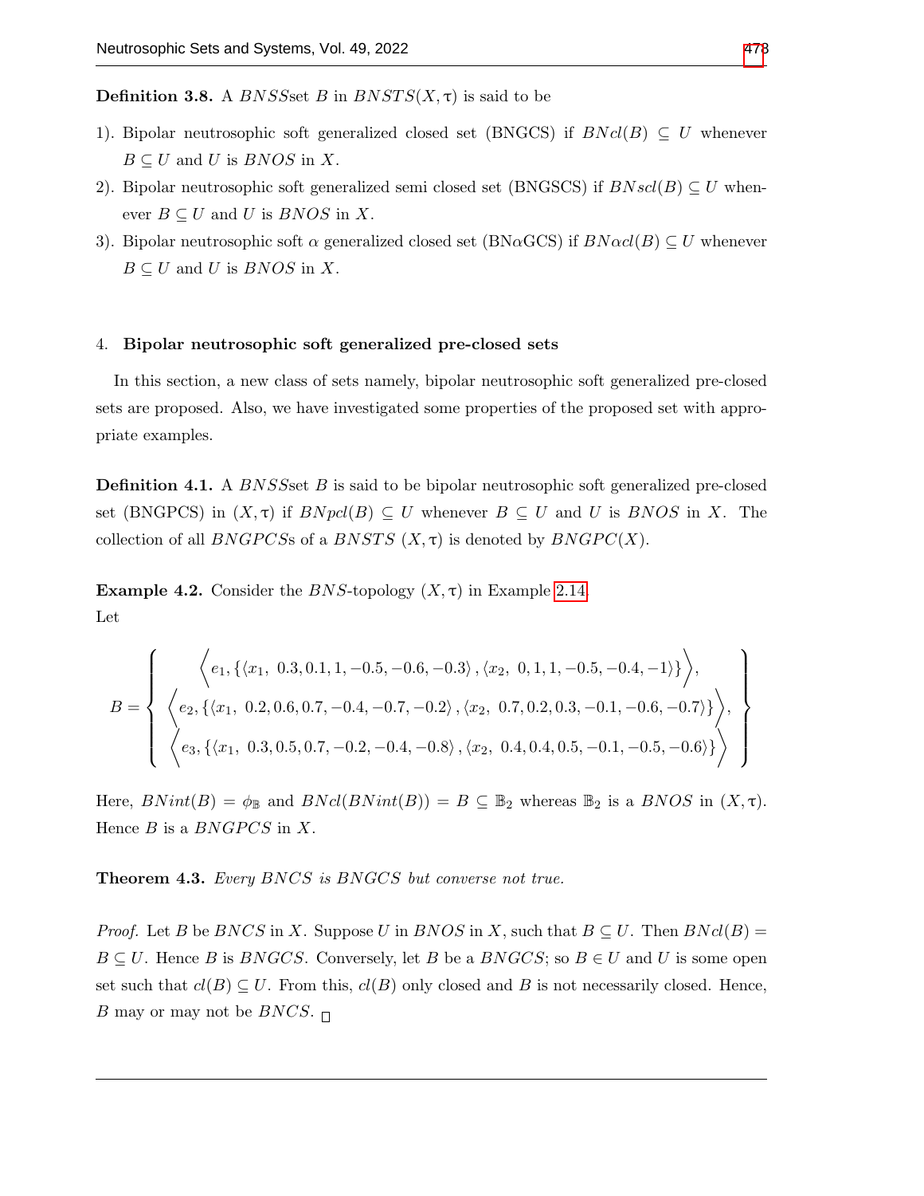**Definition 3.8.** A $BNSS$set $B$ in $BNSTS(X, \tau)$ is said to be

1). Bipolar neutrosophic soft generalized closed set (BNGCS) if $BNcl(B) \subseteq U$ whenever $B \subseteq U$ and $U$ is $BNOS$ in $X$.

2). Bipolar neutrosophic soft generalized semi closed set (BNGSCS) if $BNscl(B) \subseteq U$ whenever $B \subseteq U$ and $U$ is $BNOS$ in $X$.

3). Bipolar neutrosophic soft $\alpha$ generalized closed set (BN$\alpha$GCS) if $BN\alpha cl(B) \subseteq U$ whenever $B \subseteq U$ and $U$ is $BNOS$ in $X$.

## 4. Bipolar neutrosophic soft generalized pre-closed sets

In this section, a new class of sets namely, bipolar neutrosophic soft generalized pre-closed sets are proposed. Also, we have investigated some properties of the proposed set with appropriate examples.

**Definition 4.1.** A $BNSS$set $B$ is said to be bipolar neutrosophic soft generalized pre-closed set (BNGPCS) in $(X, \tau)$ if $BNpcl(B) \subseteq U$ whenever $B \subseteq U$ and $U$ is $BNOS$ in $X$. The collection of all $BNGPCS$s of a $BNSTS$ $(X, \tau)$ is denoted by $BNGPC(X)$.

**Example 4.2.** Consider the $BNS$-topology $(X, \tau)$ in Example 2.14.
Let

$$B = \left\{ \begin{array}{c} \left\langle e_1, \{\langle x_1,\ 0.3, 0.1, 1, -0.5, -0.6, -0.3\rangle, \langle x_2,\ 0, 1, 1, -0.5, -0.4, -1\rangle\}\right\rangle, \\ \left\langle e_2, \{\langle x_1,\ 0.2, 0.6, 0.7, -0.4, -0.7, -0.2\rangle, \langle x_2,\ 0.7, 0.2, 0.3, -0.1, -0.6, -0.7\rangle\}\right\rangle, \\ \left\langle e_3, \{\langle x_1,\ 0.3, 0.5, 0.7, -0.2, -0.4, -0.8\rangle, \langle x_2,\ 0.4, 0.4, 0.5, -0.1, -0.5, -0.6\rangle\}\right\rangle \end{array} \right\}$$

Here, $BNint(B) = \phi_{\mathbb{B}}$ and $BNcl(BNint(B)) = B \subseteq \mathbb{B}_2$ whereas $\mathbb{B}_2$ is a $BNOS$ in $(X, \tau)$. Hence $B$ is a $BNGPCS$ in $X$.

**Theorem 4.3.** *Every BNCS is BNGCS but converse not true.*

*Proof.* Let $B$ be $BNCS$ in $X$. Suppose $U$ in $BNOS$ in $X$, such that $B \subseteq U$. Then $BNcl(B) = B \subseteq U$. Hence $B$ is $BNGCS$. Conversely, let $B$ be a $BNGCS$; so $B \in U$ and $U$ is some open set such that $cl(B) \subseteq U$. From this, $cl(B)$ only closed and $B$ is not necessarily closed. Hence, $B$ may or may not be $BNCS$. □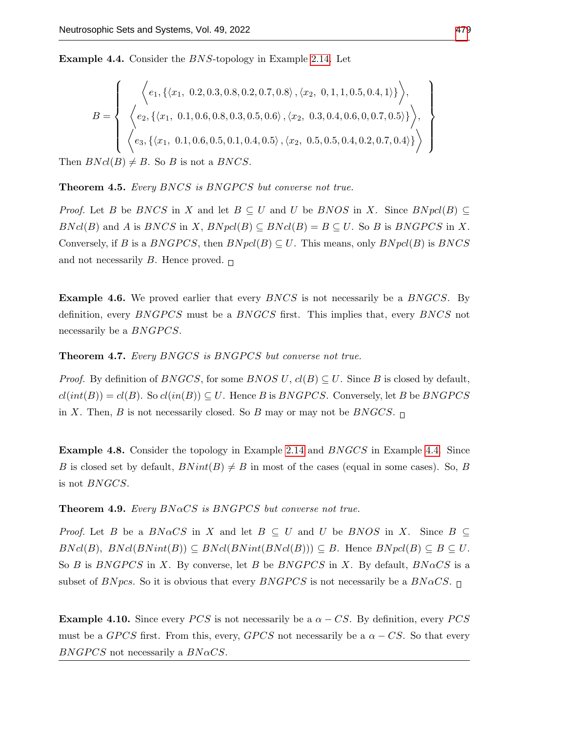**Example 4.4.** Consider the $BNS$-topology in Example 2.14. Let

$$B = \left\{ \begin{array}{c} \left\langle e_1, \{\langle x_1,\ 0.2, 0.3, 0.8, 0.2, 0.7, 0.8\rangle, \langle x_2,\ 0, 1, 1, 0.5, 0.4, 1\rangle\} \right\rangle, \\ \left\langle e_2, \{\langle x_1,\ 0.1, 0.6, 0.8, 0.3, 0.5, 0.6\rangle, \langle x_2,\ 0.3, 0.4, 0.6, 0, 0.7, 0.5\rangle\} \right\rangle, \\ \left\langle e_3, \{\langle x_1,\ 0.1, 0.6, 0.5, 0.1, 0.4, 0.5\rangle, \langle x_2,\ 0.5, 0.5, 0.4, 0.2, 0.7, 0.4\rangle\} \right\rangle \end{array} \right\}$$

Then $BNcl(B) \neq B$. So $B$ is not a $BNCS$.

**Theorem 4.5.** *Every $BNCS$ is $BNGPCS$ but converse not true.*

*Proof.* Let $B$ be $BNCS$ in $X$ and let $B \subseteq U$ and $U$ be $BNOS$ in $X$. Since $BNpcl(B) \subseteq BNcl(B)$ and $A$ is $BNCS$ in $X$, $BNpcl(B) \subseteq BNcl(B) = B \subseteq U$. So $B$ is $BNGPCS$ in $X$. Conversely, if $B$ is a $BNGPCS$, then $BNpcl(B) \subseteq U$. This means, only $BNpcl(B)$ is $BNCS$ and not necessarily $B$. Hence proved. □

**Example 4.6.** We proved earlier that every $BNCS$ is not necessarily be a $BNGCS$. By definition, every $BNGPCS$ must be a $BNGCS$ first. This implies that, every $BNCS$ not necessarily be a $BNGPCS$.

**Theorem 4.7.** *Every $BNGCS$ is $BNGPCS$ but converse not true.*

*Proof.* By definition of $BNGCS$, for some $BNOS$ $U$, $cl(B) \subseteq U$. Since $B$ is closed by default, $cl(int(B)) = cl(B)$. So $cl(in(B)) \subseteq U$. Hence $B$ is $BNGPCS$. Conversely, let $B$ be $BNGPCS$ in $X$. Then, $B$ is not necessarily closed. So $B$ may or may not be $BNGCS$. □

**Example 4.8.** Consider the topology in Example 2.14 and $BNGCS$ in Example 4.4. Since $B$ is closed set by default, $BNint(B) \neq B$ in most of the cases (equal in some cases). So, $B$ is not $BNGCS$.

**Theorem 4.9.** *Every $BN\alpha CS$ is $BNGPCS$ but converse not true.*

*Proof.* Let $B$ be a $BN\alpha CS$ in $X$ and let $B \subseteq U$ and $U$ be $BNOS$ in $X$. Since $B \subseteq BNcl(B)$, $BNcl(BNint(B)) \subseteq BNcl(BNint(BNcl(B))) \subseteq B$. Hence $BNpcl(B) \subseteq B \subseteq U$. So $B$ is $BNGPCS$ in $X$. By converse, let $B$ be $BNGPCS$ in $X$. By default, $BN\alpha CS$ is a subset of $BNpcs$. So it is obvious that every $BNGPCS$ is not necessarily be a $BN\alpha CS$. □

**Example 4.10.** Since every $PCS$ is not necessarily be a $\alpha - CS$. By definition, every $PCS$ must be a $GPCS$ first. From this, every, $GPCS$ not necessarily be a $\alpha - CS$. So that every $BNGPCS$ not necessarily a $BN\alpha CS$.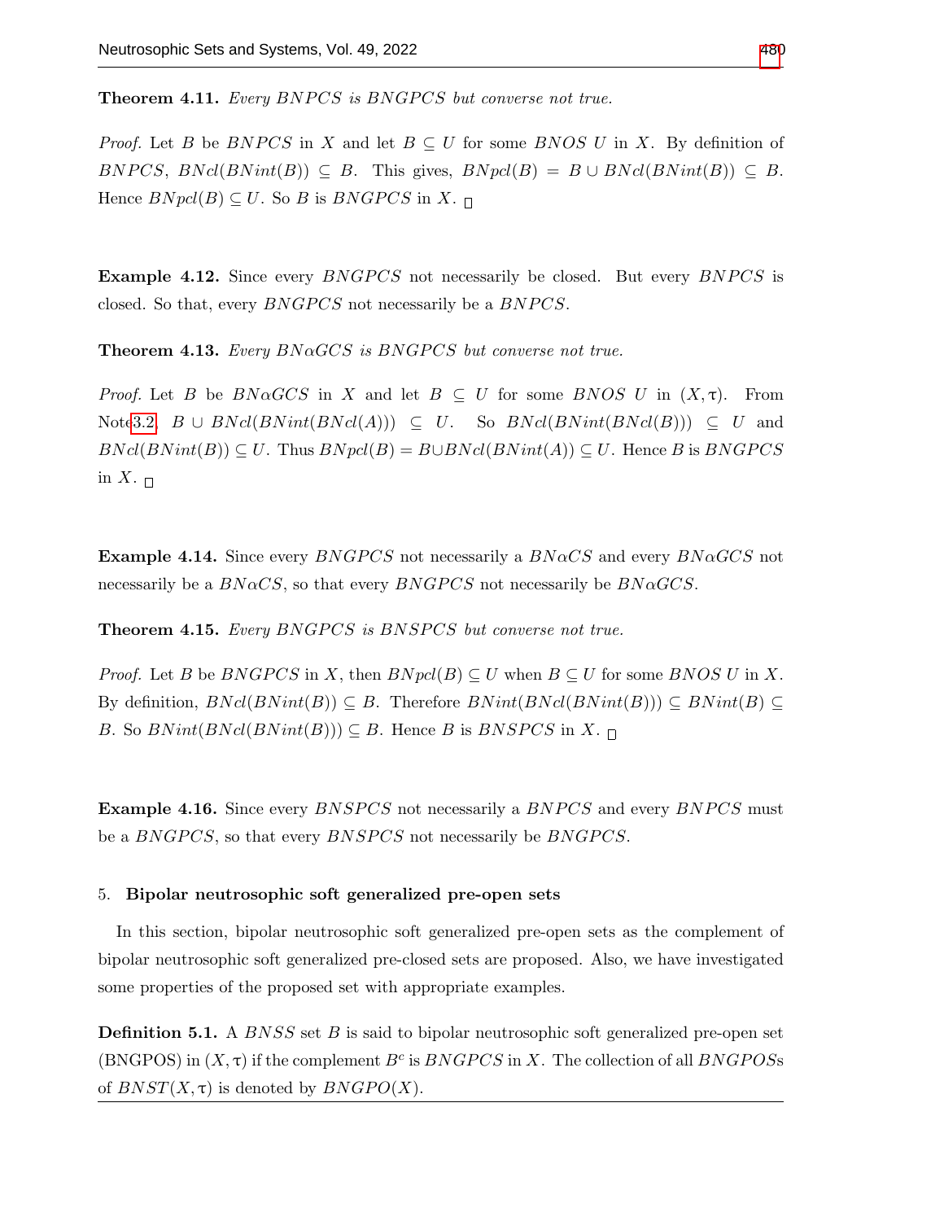**Theorem 4.11.** *Every $BNPCS$ is $BNGPCS$ but converse not true.*

*Proof.* Let $B$ be $BNPCS$ in $X$ and let $B \subseteq U$ for some $BNOS$ $U$ in $X$. By definition of $BNPCS$, $BNcl(BNint(B)) \subseteq B$. This gives, $BNpcl(B) = B \cup BNcl(BNint(B)) \subseteq B$. Hence $BNpcl(B) \subseteq U$. So $B$ is $BNGPCS$ in $X$. □

**Example 4.12.** Since every $BNGPCS$ not necessarily be closed. But every $BNPCS$ is closed. So that, every $BNGPCS$ not necessarily be a $BNPCS$.

**Theorem 4.13.** *Every $BN\alpha GCS$ is $BNGPCS$ but converse not true.*

*Proof.* Let $B$ be $BN\alpha GCS$ in $X$ and let $B \subseteq U$ for some $BNOS$ $U$ in $(X, \tau)$. From Note3.2, $B \cup BNcl(BNint(BNcl(A))) \subseteq U$. So $BNcl(BNint(BNcl(B))) \subseteq U$ and $BNcl(BNint(B)) \subseteq U$. Thus $BNpcl(B) = B \cup BNcl(BNint(A)) \subseteq U$. Hence $B$ is $BNGPCS$ in $X$. □

**Example 4.14.** Since every $BNGPCS$ not necessarily a $BN\alpha CS$ and every $BN\alpha GCS$ not necessarily be a $BN\alpha CS$, so that every $BNGPCS$ not necessarily be $BN\alpha GCS$.

**Theorem 4.15.** *Every $BNGPCS$ is $BNSPCS$ but converse not true.*

*Proof.* Let $B$ be $BNGPCS$ in $X$, then $BNpcl(B) \subseteq U$ when $B \subseteq U$ for some $BNOS$ $U$ in $X$. By definition, $BNcl(BNint(B)) \subseteq B$. Therefore $BNint(BNcl(BNint(B))) \subseteq BNint(B) \subseteq B$. So $BNint(BNcl(BNint(B))) \subseteq B$. Hence $B$ is $BNSPCS$ in $X$. □

**Example 4.16.** Since every $BNSPCS$ not necessarily a $BNPCS$ and every $BNPCS$ must be a $BNGPCS$, so that every $BNSPCS$ not necessarily be $BNGPCS$.

## 5. Bipolar neutrosophic soft generalized pre-open sets

In this section, bipolar neutrosophic soft generalized pre-open sets as the complement of bipolar neutrosophic soft generalized pre-closed sets are proposed. Also, we have investigated some properties of the proposed set with appropriate examples.

**Definition 5.1.** A $BNSS$ set $B$ is said to bipolar neutrosophic soft generalized pre-open set (BNGPOS) in $(X, \tau)$ if the complement $B^c$ is $BNGPCS$ in $X$. The collection of all $BNGPOS$s of $BNST(X, \tau)$ is denoted by $BNGPO(X)$.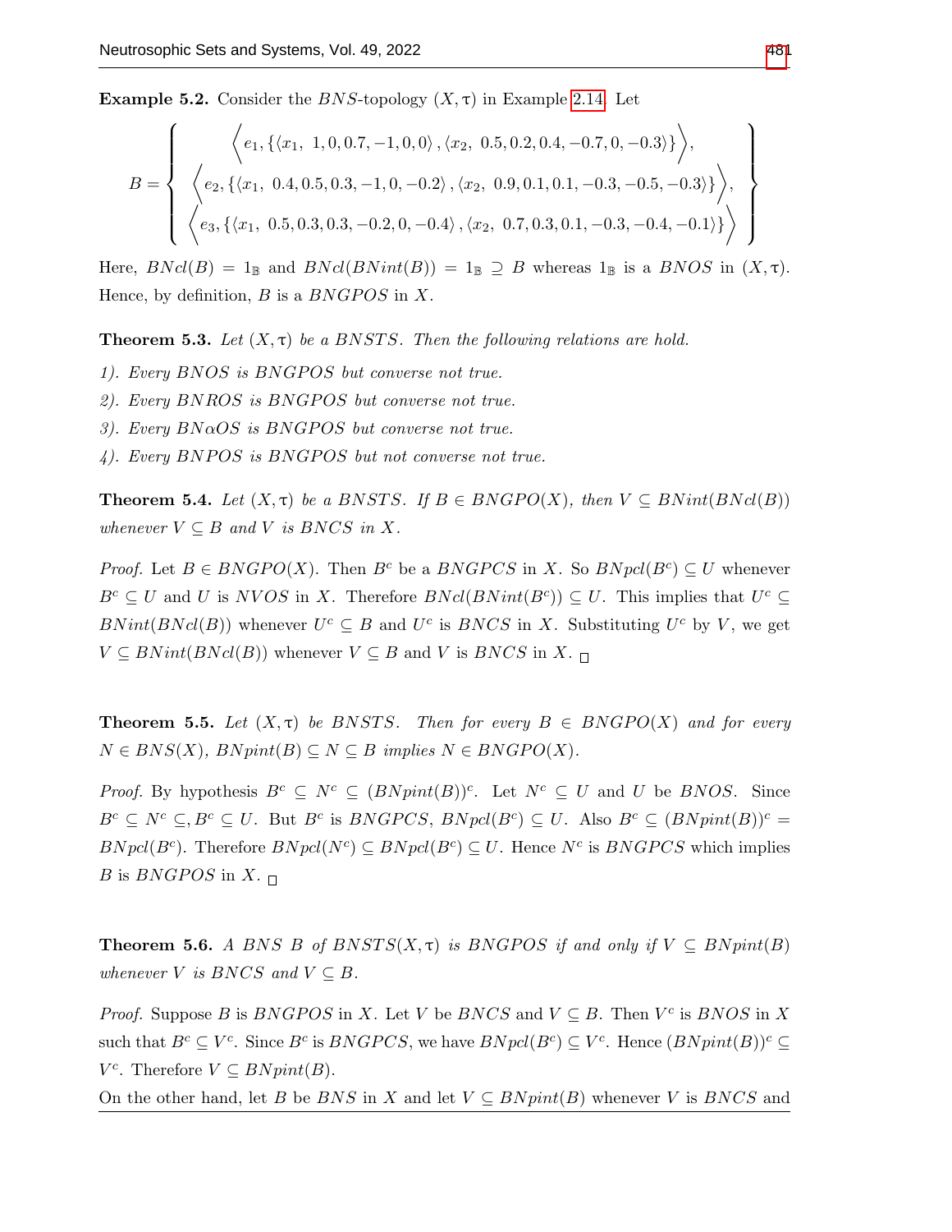**Example 5.2.** Consider the $BNS$-topology $(X, \tau)$ in Example 2.14. Let

$$B = \left\{ \begin{array}{c} \left\langle e_1, \{\langle x_1,\ 1, 0, 0.7, -1, 0, 0\rangle, \langle x_2,\ 0.5, 0.2, 0.4, -0.7, 0, -0.3\rangle\}\right\rangle, \\ \left\langle e_2, \{\langle x_1,\ 0.4, 0.5, 0.3, -1, 0, -0.2\rangle, \langle x_2,\ 0.9, 0.1, 0.1, -0.3, -0.5, -0.3\rangle\}\right\rangle, \\ \left\langle e_3, \{\langle x_1,\ 0.5, 0.3, 0.3, -0.2, 0, -0.4\rangle, \langle x_2,\ 0.7, 0.3, 0.1, -0.3, -0.4, -0.1\rangle\}\right\rangle \end{array} \right\}$$

Here, $BNcl(B) = 1_{\mathbb{B}}$ and $BNcl(BNint(B)) = 1_{\mathbb{B}} \supseteq B$ whereas $1_{\mathbb{B}}$ is a $BNOS$ in $(X, \tau)$. Hence, by definition, $B$ is a $BNGPOS$ in $X$.

**Theorem 5.3.** *Let $(X, \tau)$ be a $BNSTS$. Then the following relations are hold.*

*1). Every $BNOS$ is $BNGPOS$ but converse not true.*

*2). Every $BNROS$ is $BNGPOS$ but converse not true.*

*3). Every $BN\alpha OS$ is $BNGPOS$ but converse not true.*

*4). Every $BNPOS$ is $BNGPOS$ but not converse not true.*

**Theorem 5.4.** *Let $(X, \tau)$ be a $BNSTS$. If $B \in BNGPO(X)$, then $V \subseteq BNint(BNcl(B))$ whenever $V \subseteq B$ and $V$ is $BNCS$ in $X$.*

*Proof.* Let $B \in BNGPO(X)$. Then $B^c$ be a $BNGPCS$ in $X$. So $BNpcl(B^c) \subseteq U$ whenever $B^c \subseteq U$ and $U$ is $NVOS$ in $X$. Therefore $BNcl(BNint(B^c)) \subseteq U$. This implies that $U^c \subseteq BNint(BNcl(B))$ whenever $U^c \subseteq B$ and $U^c$ is $BNCS$ in $X$. Substituting $U^c$ by $V$, we get $V \subseteq BNint(BNcl(B))$ whenever $V \subseteq B$ and $V$ is $BNCS$ in $X$. □

**Theorem 5.5.** *Let $(X, \tau)$ be $BNSTS$. Then for every $B \in BNGPO(X)$ and for every $N \in BNS(X)$, $BNpint(B) \subseteq N \subseteq B$ implies $N \in BNGPO(X)$.*

*Proof.* By hypothesis $B^c \subseteq N^c \subseteq (BNpint(B))^c$. Let $N^c \subseteq U$ and $U$ be $BNOS$. Since $B^c \subseteq N^c \subseteq, B^c \subseteq U$. But $B^c$ is $BNGPCS$, $BNpcl(B^c) \subseteq U$. Also $B^c \subseteq (BNpint(B))^c = BNpcl(B^c)$. Therefore $BNpcl(N^c) \subseteq BNpcl(B^c) \subseteq U$. Hence $N^c$ is $BNGPCS$ which implies $B$ is $BNGPOS$ in $X$. □

**Theorem 5.6.** *A $BNS$ $B$ of $BNSTS(X, \tau)$ is $BNGPOS$ if and only if $V \subseteq BNpint(B)$ whenever $V$ is $BNCS$ and $V \subseteq B$.*

*Proof.* Suppose $B$ is $BNGPOS$ in $X$. Let $V$ be $BNCS$ and $V \subseteq B$. Then $V^c$ is $BNOS$ in $X$ such that $B^c \subseteq V^c$. Since $B^c$ is $BNGPCS$, we have $BNpcl(B^c) \subseteq V^c$. Hence $(BNpint(B))^c \subseteq V^c$. Therefore $V \subseteq BNpint(B)$.

On the other hand, let $B$ be $BNS$ in $X$ and let $V \subseteq BNpint(B)$ whenever $V$ is $BNCS$ and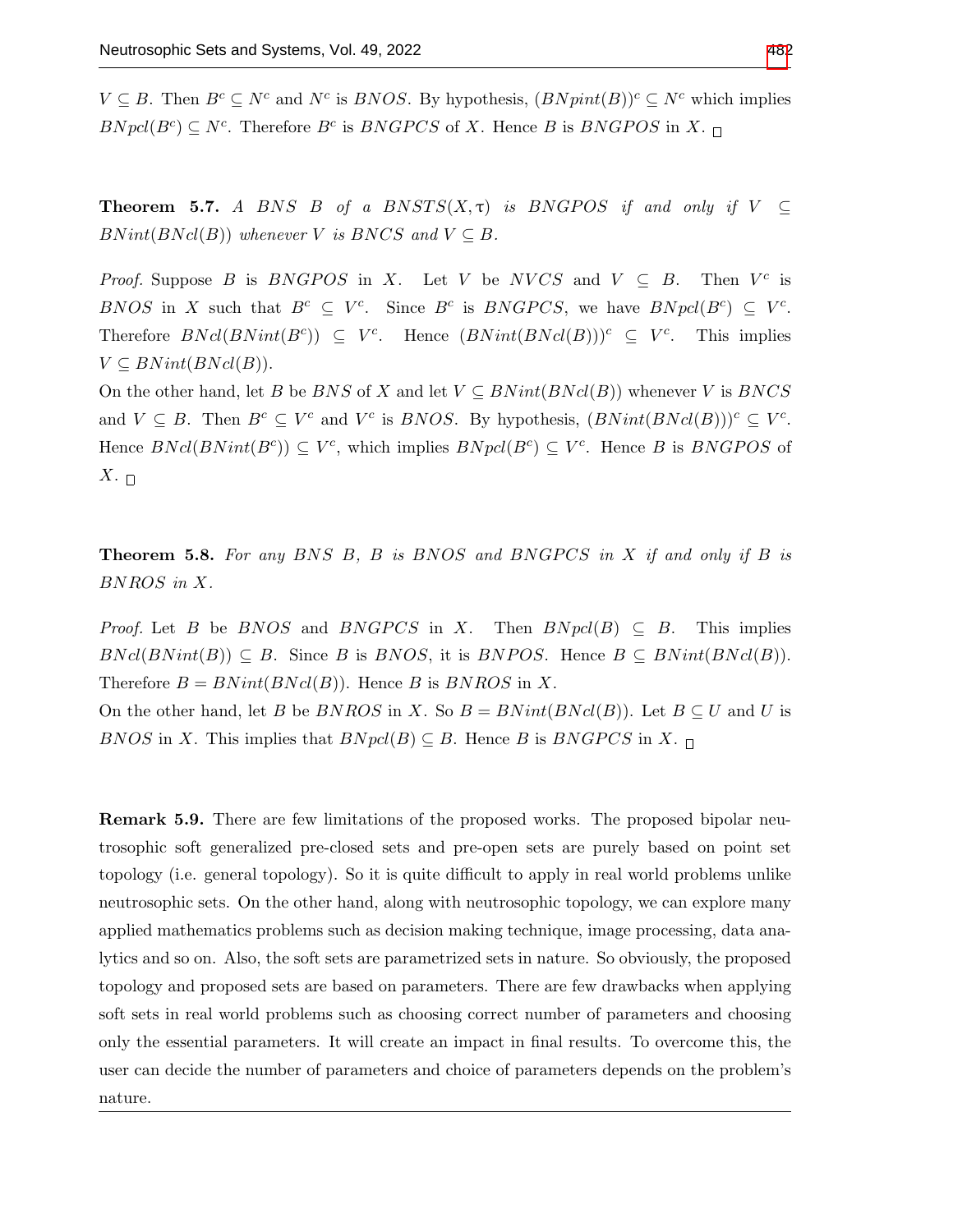$V \subseteq B$. Then $B^c \subseteq N^c$ and $N^c$ is $BNOS$. By hypothesis, $(BNpint(B))^c \subseteq N^c$ which implies $BNpcl(B^c) \subseteq N^c$. Therefore $B^c$ is $BNGPCS$ of $X$. Hence $B$ is $BNGPOS$ in $X$. □

**Theorem 5.7.** *A $BNS$ $B$ of a $BNSTS(X, \tau)$ is $BNGPOS$ if and only if $V \subseteq BNint(BNcl(B))$ whenever $V$ is $BNCS$ and $V \subseteq B$.*

*Proof.* Suppose $B$ is $BNGPOS$ in $X$. Let $V$ be $NVCS$ and $V \subseteq B$. Then $V^c$ is $BNOS$ in $X$ such that $B^c \subseteq V^c$. Since $B^c$ is $BNGPCS$, we have $BNpcl(B^c) \subseteq V^c$. Therefore $BNcl(BNint(B^c)) \subseteq V^c$. Hence $(BNint(BNcl(B)))^c \subseteq V^c$. This implies $V \subseteq BNint(BNcl(B))$.

On the other hand, let $B$ be $BNS$ of $X$ and let $V \subseteq BNint(BNcl(B))$ whenever $V$ is $BNCS$ and $V \subseteq B$. Then $B^c \subseteq V^c$ and $V^c$ is $BNOS$. By hypothesis, $(BNint(BNcl(B)))^c \subseteq V^c$. Hence $BNcl(BNint(B^c)) \subseteq V^c$, which implies $BNpcl(B^c) \subseteq V^c$. Hence $B$ is $BNGPOS$ of $X$. □

**Theorem 5.8.** *For any $BNS$ $B$, $B$ is $BNOS$ and $BNGPCS$ in $X$ if and only if $B$ is $BNROS$ in $X$.*

*Proof.* Let $B$ be $BNOS$ and $BNGPCS$ in $X$. Then $BNpcl(B) \subseteq B$. This implies $BNcl(BNint(B)) \subseteq B$. Since $B$ is $BNOS$, it is $BNPOS$. Hence $B \subseteq BNint(BNcl(B))$. Therefore $B = BNint(BNcl(B))$. Hence $B$ is $BNROS$ in $X$.

On the other hand, let $B$ be $BNROS$ in $X$. So $B = BNint(BNcl(B))$. Let $B \subseteq U$ and $U$ is $BNOS$ in $X$. This implies that $BNpcl(B) \subseteq B$. Hence $B$ is $BNGPCS$ in $X$. □

**Remark 5.9.** There are few limitations of the proposed works. The proposed bipolar neutrosophic soft generalized pre-closed sets and pre-open sets are purely based on point set topology (i.e. general topology). So it is quite difficult to apply in real world problems unlike neutrosophic sets. On the other hand, along with neutrosophic topology, we can explore many applied mathematics problems such as decision making technique, image processing, data analytics and so on. Also, the soft sets are parametrized sets in nature. So obviously, the proposed topology and proposed sets are based on parameters. There are few drawbacks when applying soft sets in real world problems such as choosing correct number of parameters and choosing only the essential parameters. It will create an impact in final results. To overcome this, the user can decide the number of parameters and choice of parameters depends on the problem's nature.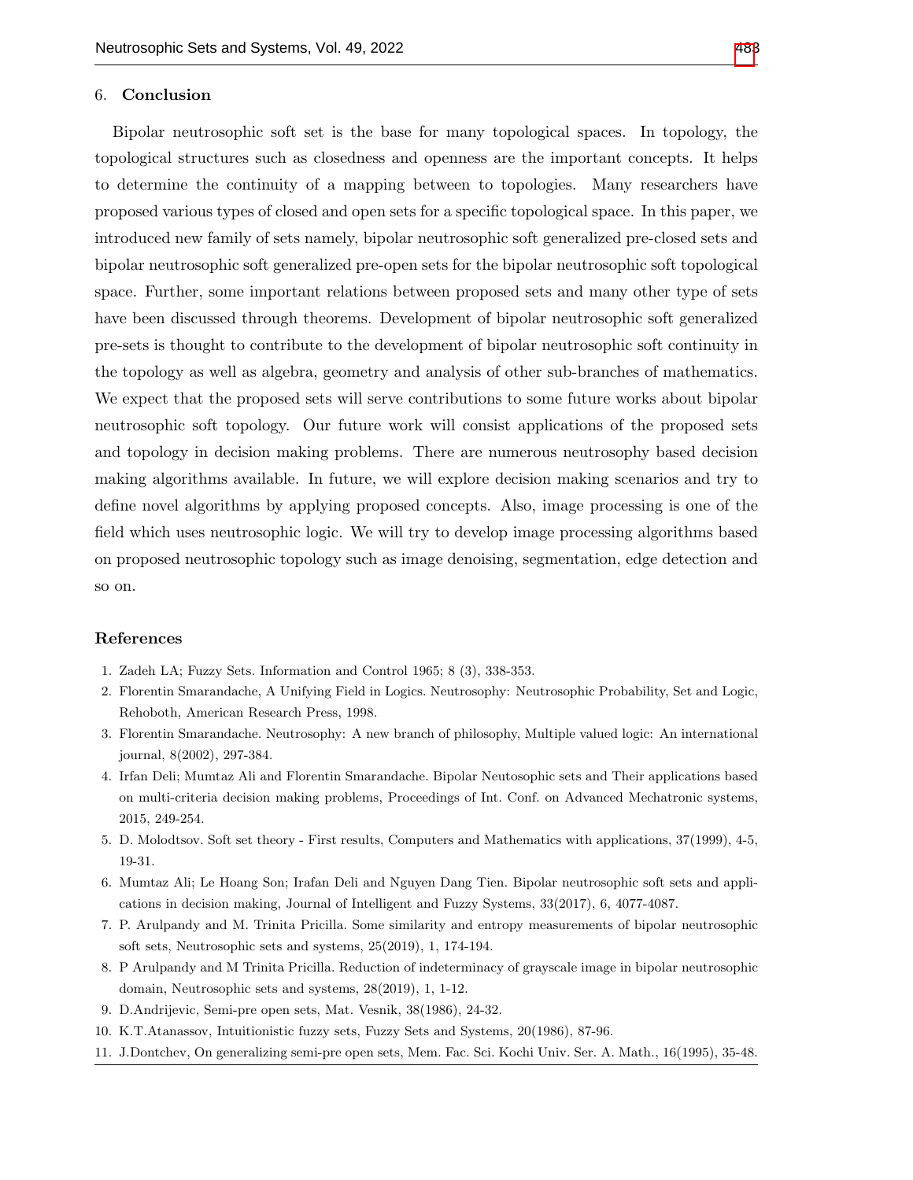## 6. Conclusion

Bipolar neutrosophic soft set is the base for many topological spaces. In topology, the topological structures such as closedness and openness are the important concepts. It helps to determine the continuity of a mapping between to topologies. Many researchers have proposed various types of closed and open sets for a specific topological space. In this paper, we introduced new family of sets namely, bipolar neutrosophic soft generalized pre-closed sets and bipolar neutrosophic soft generalized pre-open sets for the bipolar neutrosophic soft topological space. Further, some important relations between proposed sets and many other type of sets have been discussed through theorems. Development of bipolar neutrosophic soft generalized pre-sets is thought to contribute to the development of bipolar neutrosophic soft continuity in the topology as well as algebra, geometry and analysis of other sub-branches of mathematics. We expect that the proposed sets will serve contributions to some future works about bipolar neutrosophic soft topology. Our future work will consist applications of the proposed sets and topology in decision making problems. There are numerous neutrosophy based decision making algorithms available. In future, we will explore decision making scenarios and try to define novel algorithms by applying proposed concepts. Also, image processing is one of the field which uses neutrosophic logic. We will try to develop image processing algorithms based on proposed neutrosophic topology such as image denoising, segmentation, edge detection and so on.

## References

1. Zadeh LA; Fuzzy Sets. Information and Control 1965; 8 (3), 338-353.
2. Florentin Smarandache, A Unifying Field in Logics. Neutrosophy: Neutrosophic Probability, Set and Logic, Rehoboth, American Research Press, 1998.
3. Florentin Smarandache. Neutrosophy: A new branch of philosophy, Multiple valued logic: An international journal, 8(2002), 297-384.
4. Irfan Deli; Mumtaz Ali and Florentin Smarandache. Bipolar Neutosophic sets and Their applications based on multi-criteria decision making problems, Proceedings of Int. Conf. on Advanced Mechatronic systems, 2015, 249-254.
5. D. Molodtsov. Soft set theory - First results, Computers and Mathematics with applications, 37(1999), 4-5, 19-31.
6. Mumtaz Ali; Le Hoang Son; Irafan Deli and Nguyen Dang Tien. Bipolar neutrosophic soft sets and applications in decision making, Journal of Intelligent and Fuzzy Systems, 33(2017), 6, 4077-4087.
7. P. Arulpandy and M. Trinita Pricilla. Some similarity and entropy measurements of bipolar neutrosophic soft sets, Neutrosophic sets and systems, 25(2019), 1, 174-194.
8. P Arulpandy and M Trinita Pricilla. Reduction of indeterminacy of grayscale image in bipolar neutrosophic domain, Neutrosophic sets and systems, 28(2019), 1, 1-12.
9. D.Andrijevic, Semi-pre open sets, Mat. Vesnik, 38(1986), 24-32.
10. K.T.Atanassov, Intuitionistic fuzzy sets, Fuzzy Sets and Systems, 20(1986), 87-96.
11. J.Dontchev, On generalizing semi-pre open sets, Mem. Fac. Sci. Kochi Univ. Ser. A. Math., 16(1995), 35-48.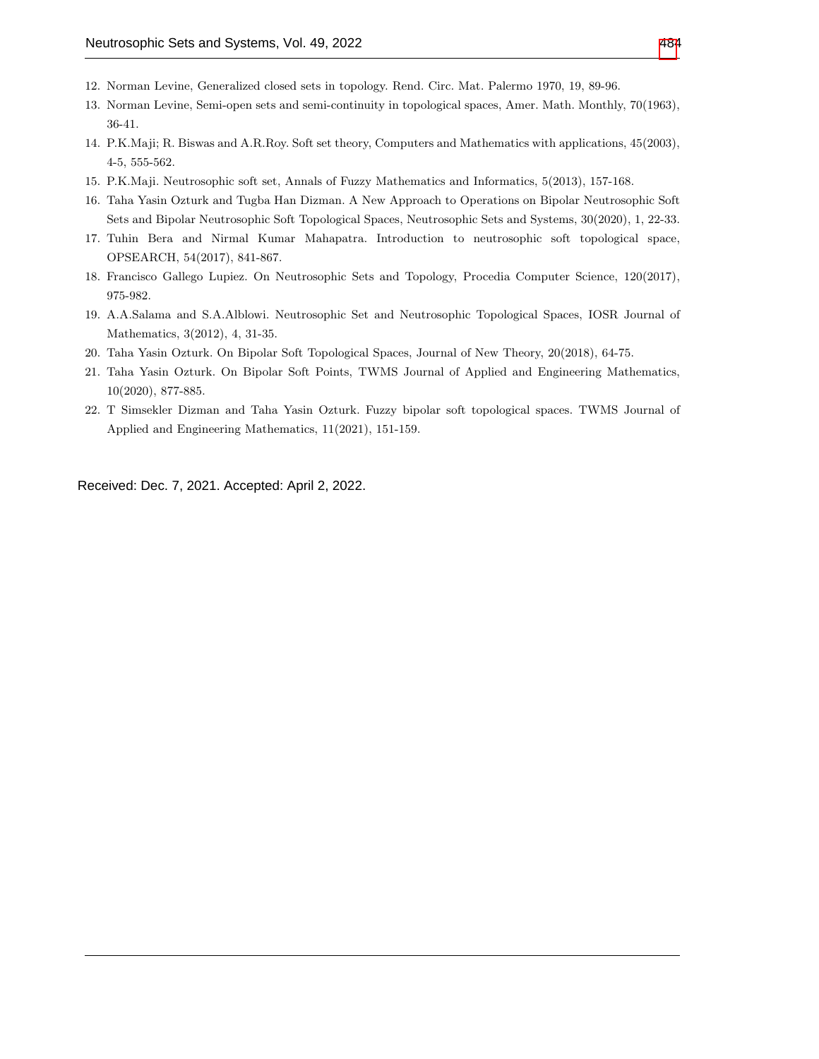12. Norman Levine, Generalized closed sets in topology. Rend. Circ. Mat. Palermo 1970, 19, 89-96.
13. Norman Levine, Semi-open sets and semi-continuity in topological spaces, Amer. Math. Monthly, 70(1963), 36-41.
14. P.K.Maji; R. Biswas and A.R.Roy. Soft set theory, Computers and Mathematics with applications, 45(2003), 4-5, 555-562.
15. P.K.Maji. Neutrosophic soft set, Annals of Fuzzy Mathematics and Informatics, 5(2013), 157-168.
16. Taha Yasin Ozturk and Tugba Han Dizman. A New Approach to Operations on Bipolar Neutrosophic Soft Sets and Bipolar Neutrosophic Soft Topological Spaces, Neutrosophic Sets and Systems, 30(2020), 1, 22-33.
17. Tuhin Bera and Nirmal Kumar Mahapatra. Introduction to neutrosophic soft topological space, OPSEARCH, 54(2017), 841-867.
18. Francisco Gallego Lupiez. On Neutrosophic Sets and Topology, Procedia Computer Science, 120(2017), 975-982.
19. A.A.Salama and S.A.Alblowi. Neutrosophic Set and Neutrosophic Topological Spaces, IOSR Journal of Mathematics, 3(2012), 4, 31-35.
20. Taha Yasin Ozturk. On Bipolar Soft Topological Spaces, Journal of New Theory, 20(2018), 64-75.
21. Taha Yasin Ozturk. On Bipolar Soft Points, TWMS Journal of Applied and Engineering Mathematics, 10(2020), 877-885.
22. T Simsekler Dizman and Taha Yasin Ozturk. Fuzzy bipolar soft topological spaces. TWMS Journal of Applied and Engineering Mathematics, 11(2021), 151-159.

Received: Dec. 7, 2021. Accepted: April 2, 2022.